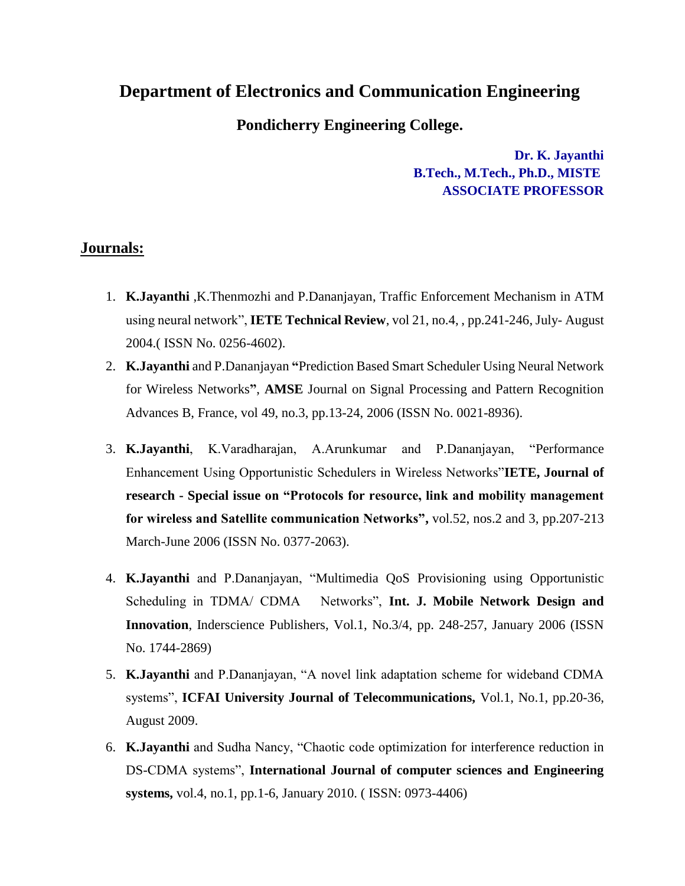# Department of Electronics and Communication Engineering

## Pondicherry Engineering College.

**Dr. K. Jayanthi**
**B.Tech., M.Tech., Ph.D., MISTE**
**ASSOCIATE PROFESSOR**

## Journals:

1. **K.Jayanthi** ,K.Thenmozhi and P.Dananjayan, Traffic Enforcement Mechanism in ATM using neural network", **IETE Technical Review**, vol 21, no.4, , pp.241-246, July- August 2004.( ISSN No. 0256-4602).
2. **K.Jayanthi** and P.Dananjayan **"**Prediction Based Smart Scheduler Using Neural Network for Wireless Networks**"**, **AMSE** Journal on Signal Processing and Pattern Recognition Advances B, France, vol 49, no.3, pp.13-24, 2006 (ISSN No. 0021-8936).
3. **K.Jayanthi**, K.Varadharajan, A.Arunkumar and P.Dananjayan, "Performance Enhancement Using Opportunistic Schedulers in Wireless Networks"**IETE, Journal of research - Special issue on "Protocols for resource, link and mobility management for wireless and Satellite communication Networks",** vol.52, nos.2 and 3, pp.207-213 March-June 2006 (ISSN No. 0377-2063).
4. **K.Jayanthi** and P.Dananjayan, "Multimedia QoS Provisioning using Opportunistic Scheduling in TDMA/ CDMA Networks", **Int. J. Mobile Network Design and Innovation**, Inderscience Publishers, Vol.1, No.3/4, pp. 248-257, January 2006 (ISSN No. 1744-2869)
5. **K.Jayanthi** and P.Dananjayan, "A novel link adaptation scheme for wideband CDMA systems", **ICFAI University Journal of Telecommunications,** Vol.1, No.1, pp.20-36, August 2009.
6. **K.Jayanthi** and Sudha Nancy, "Chaotic code optimization for interference reduction in DS-CDMA systems", **International Journal of computer sciences and Engineering systems,** vol.4, no.1, pp.1-6, January 2010. ( ISSN: 0973-4406)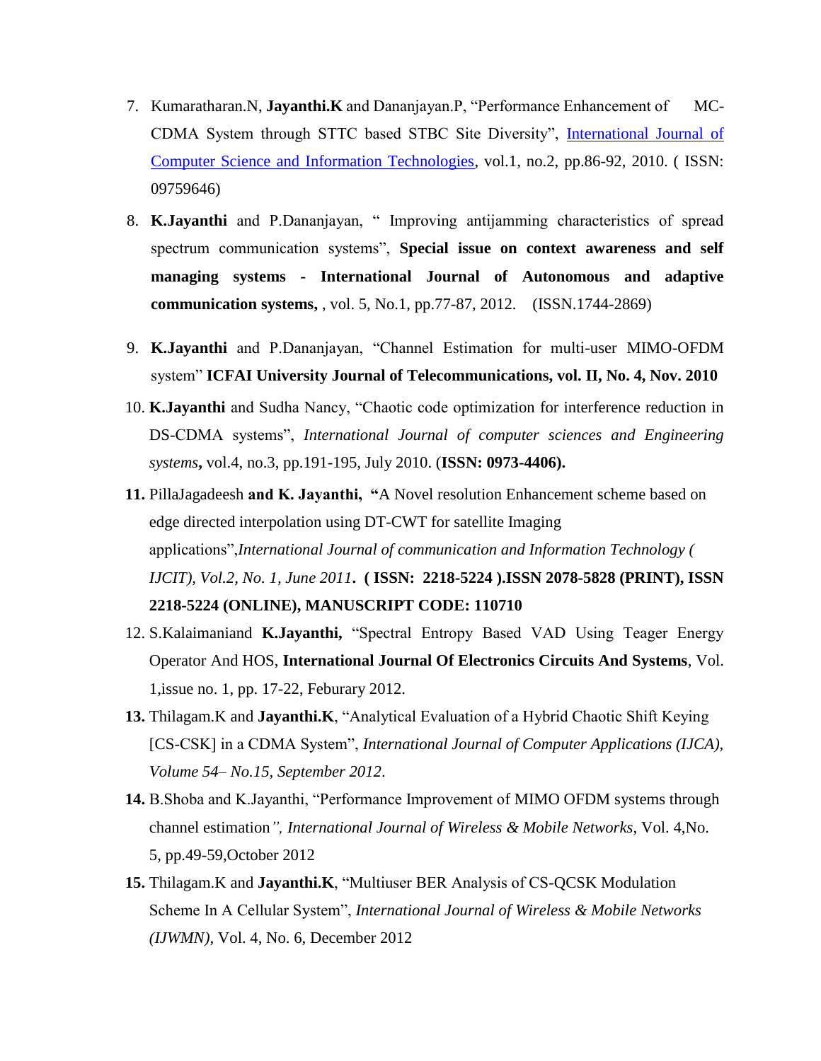7. Kumaratharan.N, **Jayanthi.K** and Dananjayan.P, "Performance Enhancement of MC-CDMA System through STTC based STBC Site Diversity", International Journal of Computer Science and Information Technologies, vol.1, no.2, pp.86-92, 2010. ( ISSN: 09759646)

8. **K.Jayanthi** and P.Dananjayan, " Improving antijamming characteristics of spread spectrum communication systems", **Special issue on context awareness and self managing systems - International Journal of Autonomous and adaptive communication systems,** , vol. 5, No.1, pp.77-87, 2012. (ISSN.1744-2869)

9. **K.Jayanthi** and P.Dananjayan, "Channel Estimation for multi-user MIMO-OFDM system" **ICFAI University Journal of Telecommunications, vol. II, No. 4, Nov. 2010**

10. **K.Jayanthi** and Sudha Nancy, "Chaotic code optimization for interference reduction in DS-CDMA systems", *International Journal of computer sciences and Engineering systems***,** vol.4, no.3, pp.191-195, July 2010. (**ISSN: 0973-4406).**

11. PillaJagadeesh **and K. Jayanthi, "**A Novel resolution Enhancement scheme based on edge directed interpolation using DT-CWT for satellite Imaging applications",*International Journal of communication and Information Technology ( IJCIT), Vol.2, No. 1, June 2011***. ( ISSN: 2218-5224 ).ISSN 2078-5828 (PRINT), ISSN 2218-5224 (ONLINE), MANUSCRIPT CODE: 110710**

12. S.Kalaimaniand **K.Jayanthi,** "Spectral Entropy Based VAD Using Teager Energy Operator And HOS, **International Journal Of Electronics Circuits And Systems**, Vol. 1,issue no. 1, pp. 17-22, Feburary 2012.

13. Thilagam.K and **Jayanthi.K**, "Analytical Evaluation of a Hybrid Chaotic Shift Keying [CS-CSK] in a CDMA System", *International Journal of Computer Applications (IJCA), Volume 54– No.15, September 2012*.

14. B.Shoba and K.Jayanthi, "Performance Improvement of MIMO OFDM systems through channel estimation*", International Journal of Wireless & Mobile Networks*, Vol. 4,No. 5, pp.49-59,October 2012

15. Thilagam.K and **Jayanthi.K**, "Multiuser BER Analysis of CS-QCSK Modulation Scheme In A Cellular System", *International Journal of Wireless & Mobile Networks (IJWMN),* Vol. 4, No. 6, December 2012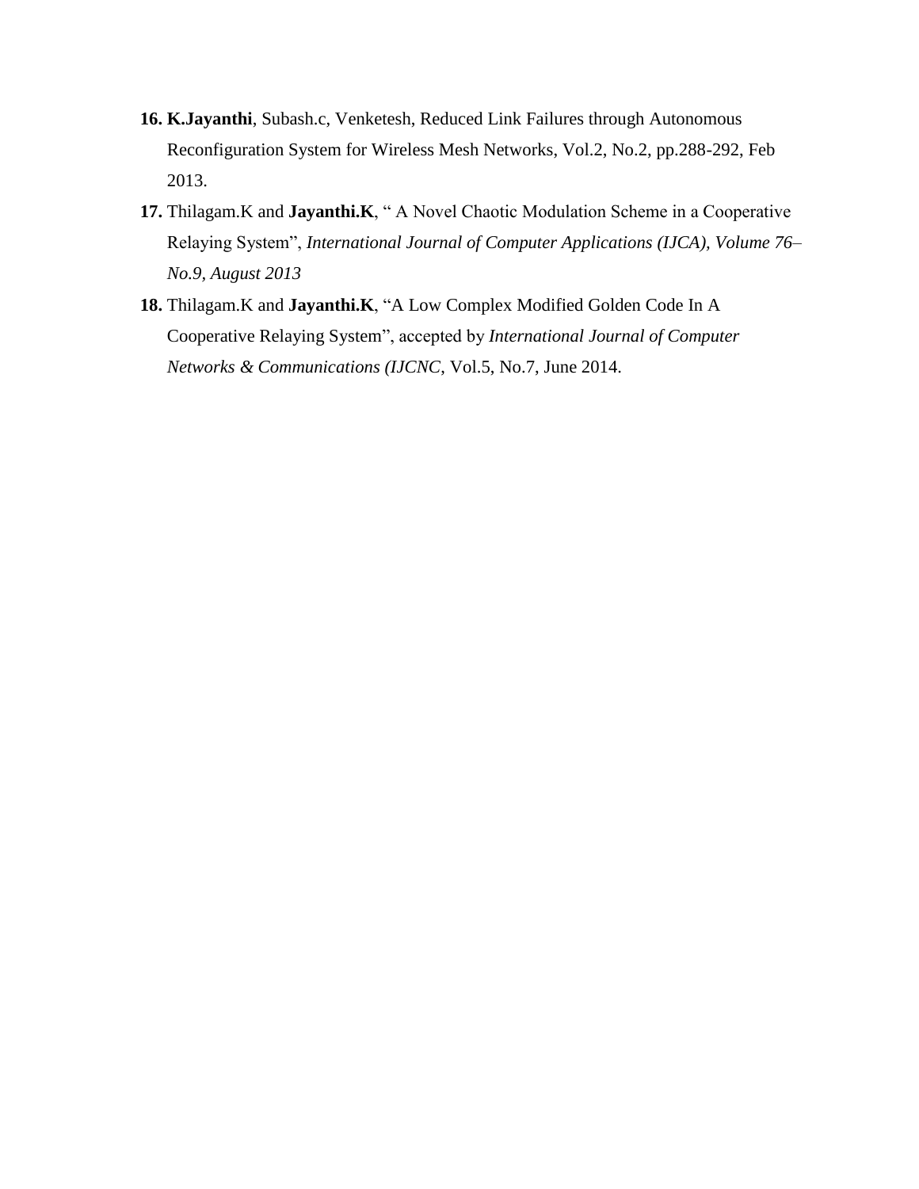16. **K.Jayanthi**, Subash.c, Venketesh, Reduced Link Failures through Autonomous Reconfiguration System for Wireless Mesh Networks, Vol.2, No.2, pp.288-292, Feb 2013.
17. Thilagam.K and **Jayanthi.K**, “ A Novel Chaotic Modulation Scheme in a Cooperative Relaying System”, *International Journal of Computer Applications (IJCA), Volume 76– No.9, August 2013*
18. Thilagam.K and **Jayanthi.K**, “A Low Complex Modified Golden Code In A Cooperative Relaying System”, accepted by *International Journal of Computer Networks & Communications (IJCNC*, Vol.5, No.7, June 2014.